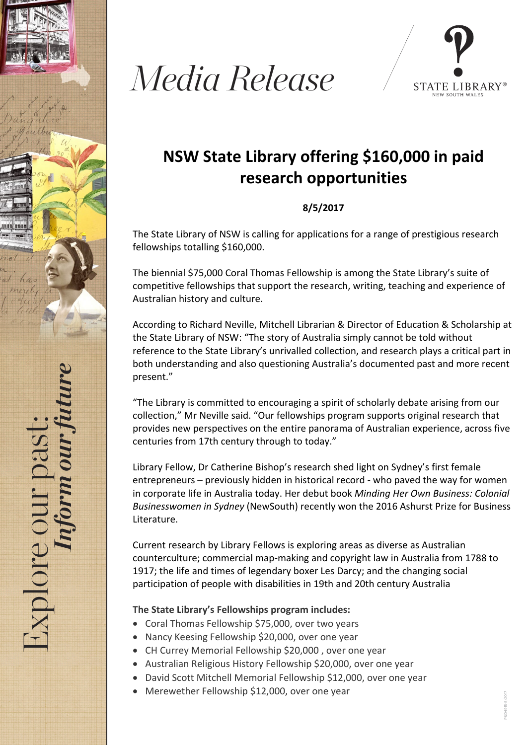# Media Release

STATE LIBRARY NEW SOUTH WALES

## NSW State Library offering $160,000 in paid research opportunities

**8/5/2017**

The State Library of NSW is calling for applications for a range of prestigious research fellowships totalling $160,000.

The biennial $75,000 Coral Thomas Fellowship is among the State Library's suite of competitive fellowships that support the research, writing, teaching and experience of Australian history and culture.

According to Richard Neville, Mitchell Librarian & Director of Education & Scholarship at the State Library of NSW: "The story of Australia simply cannot be told without reference to the State Library's unrivalled collection, and research plays a critical part in both understanding and also questioning Australia's documented past and more recent present."

"The Library is committed to encouraging a spirit of scholarly debate arising from our collection," Mr Neville said. "Our fellowships program supports original research that provides new perspectives on the entire panorama of Australian experience, across five centuries from 17th century through to today."

Library Fellow, Dr Catherine Bishop's research shed light on Sydney's first female entrepreneurs – previously hidden in historical record - who paved the way for women in corporate life in Australia today. Her debut book *Minding Her Own Business: Colonial Businesswomen in Sydney* (NewSouth) recently won the 2016 Ashurst Prize for Business Literature.

Current research by Library Fellows is exploring areas as diverse as Australian counterculture; commercial map-making and copyright law in Australia from 1788 to 1917; the life and times of legendary boxer Les Darcy; and the changing social participation of people with disabilities in 19th and 20th century Australia

**The State Library's Fellowships program includes:**

- Coral Thomas Fellowship $75,000, over two years
- Nancy Keesing Fellowship $20,000, over one year
- CH Currey Memorial Fellowship $20,000 , over one year
- Australian Religious History Fellowship $20,000, over one year
- David Scott Mitchell Memorial Fellowship $12,000, over one year
- Merewether Fellowship $12,000, over one year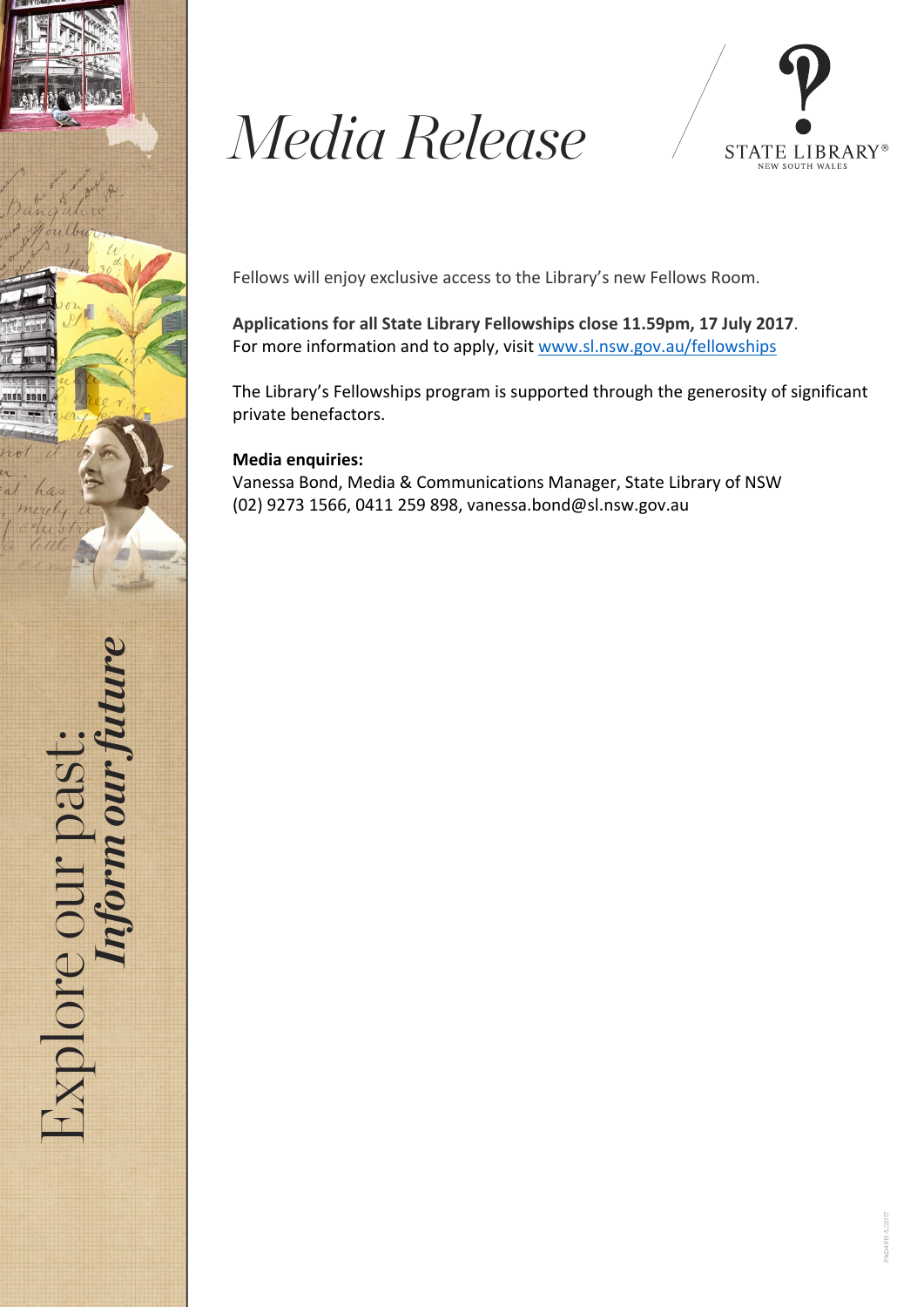# Media Release

Fellows will enjoy exclusive access to the Library's new Fellows Room.

**Applications for all State Library Fellowships close 11.59pm, 17 July 2017**.
For more information and to apply, visit www.sl.nsw.gov.au/fellowships

The Library's Fellowships program is supported through the generosity of significant private benefactors.

**Media enquiries:**
Vanessa Bond, Media & Communications Manager, State Library of NSW
(02) 9273 1566, 0411 259 898, vanessa.bond@sl.nsw.gov.au